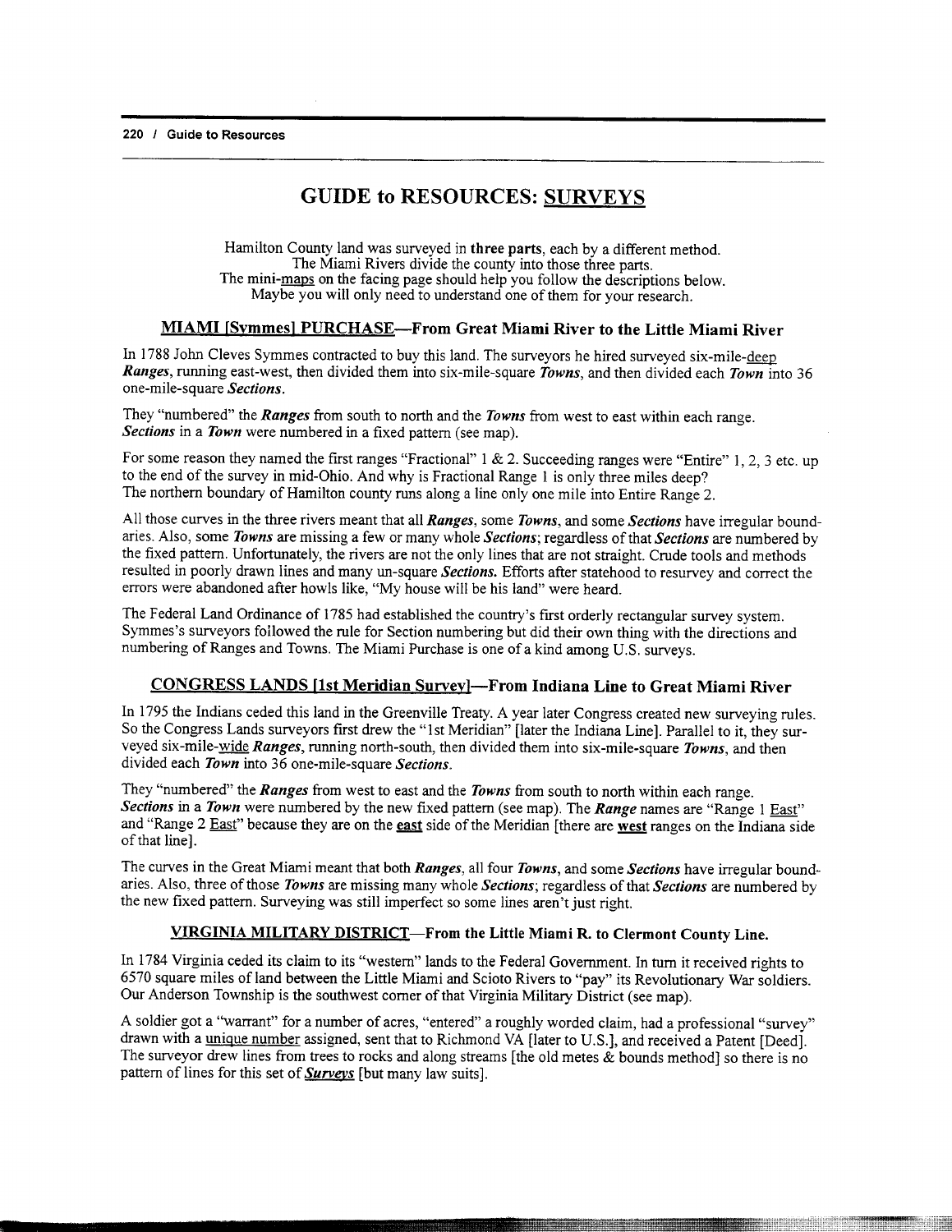# GUIDE to RESOURCES: SURVEYS

Hamilton County land was surveyed in **three parts**, each by a different method.
The Miami Rivers divide the county into those three parts.
The mini-maps on the facing page should help you follow the descriptions below.
Maybe you will only need to understand one of them for your research.

## MIAMI [Symmes] PURCHASE—From Great Miami River to the Little Miami River

In 1788 John Cleves Symmes contracted to buy this land. The surveyors he hired surveyed six-mile-deep ***Ranges***, running east-west, then divided them into six-mile-square ***Towns***, and then divided each ***Town*** into 36 one-mile-square ***Sections***.

They "numbered" the ***Ranges*** from south to north and the ***Towns*** from west to east within each range. ***Sections*** in a ***Town*** were numbered in a fixed pattern (see map).

For some reason they named the first ranges "Fractional" 1 & 2. Succeeding ranges were "Entire" 1, 2, 3 etc. up to the end of the survey in mid-Ohio. And why is Fractional Range 1 is only three miles deep? The northern boundary of Hamilton county runs along a line only one mile into Entire Range 2.

All those curves in the three rivers meant that all ***Ranges***, some ***Towns***, and some ***Sections*** have irregular boundaries. Also, some ***Towns*** are missing a few or many whole ***Sections***; regardless of that ***Sections*** are numbered by the fixed pattern. Unfortunately, the rivers are not the only lines that are not straight. Crude tools and methods resulted in poorly drawn lines and many un-square ***Sections***. Efforts after statehood to resurvey and correct the errors were abandoned after howls like, "My house will be his land" were heard.

The Federal Land Ordinance of 1785 had established the country's first orderly rectangular survey system. Symmes's surveyors followed the rule for Section numbering but did their own thing with the directions and numbering of Ranges and Towns. The Miami Purchase is one of a kind among U.S. surveys.

## CONGRESS LANDS [1st Meridian Survey]—From Indiana Line to Great Miami River

In 1795 the Indians ceded this land in the Greenville Treaty. A year later Congress created new surveying rules. So the Congress Lands surveyors first drew the "1st Meridian" [later the Indiana Line]. Parallel to it, they surveyed six-mile-wide ***Ranges***, running north-south, then divided them into six-mile-square ***Towns***, and then divided each ***Town*** into 36 one-mile-square ***Sections***.

They "numbered" the ***Ranges*** from west to east and the ***Towns*** from south to north within each range. ***Sections*** in a ***Town*** were numbered by the new fixed pattern (see map). The ***Range*** names are "Range 1 East" and "Range 2 East" because they are on the **east** side of the Meridian [there are **west** ranges on the Indiana side of that line].

The curves in the Great Miami meant that both ***Ranges***, all four ***Towns***, and some ***Sections*** have irregular boundaries. Also, three of those ***Towns*** are missing many whole ***Sections***; regardless of that ***Sections*** are numbered by the new fixed pattern. Surveying was still imperfect so some lines aren't just right.

## VIRGINIA MILITARY DISTRICT—From the Little Miami R. to Clermont County Line.

In 1784 Virginia ceded its claim to its "western" lands to the Federal Government. In turn it received rights to 6570 square miles of land between the Little Miami and Scioto Rivers to "pay" its Revolutionary War soldiers. Our Anderson Township is the southwest corner of that Virginia Military District (see map).

A soldier got a "warrant" for a number of acres, "entered" a roughly worded claim, had a professional "survey" drawn with a unique number assigned, sent that to Richmond VA [later to U.S.], and received a Patent [Deed]. The surveyor drew lines from trees to rocks and along streams [the old metes & bounds method] so there is no pattern of lines for this set of ***Surveys*** [but many law suits].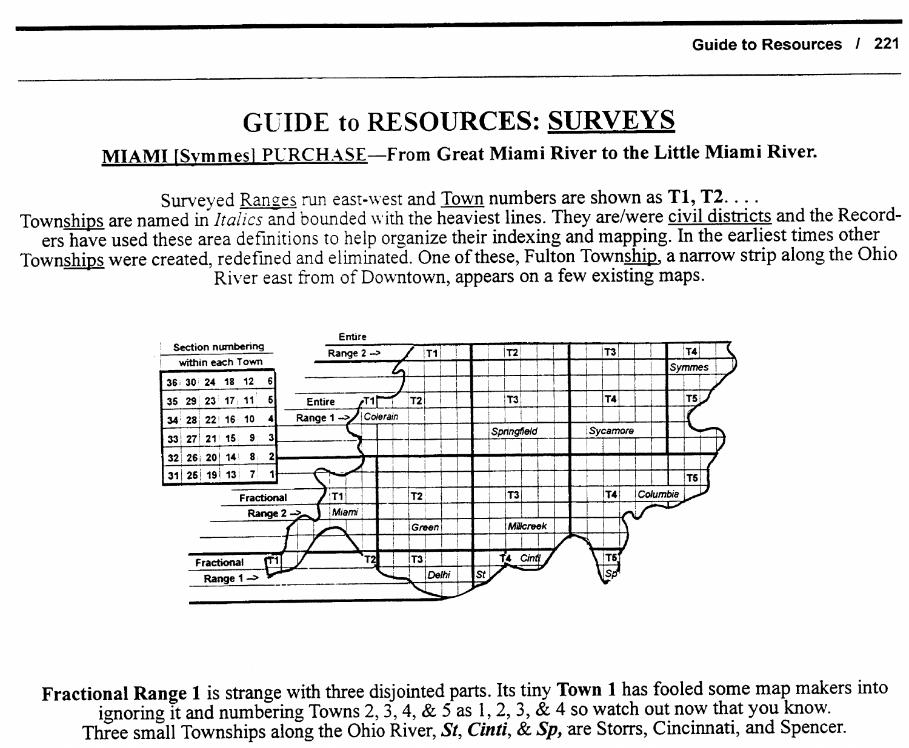# GUIDE to RESOURCES: SURVEYS

## MIAMI [Symmes] PURCHASE—From Great Miami River to the Little Miami River.

Surveyed Ranges run east-west and Town numbers are shown as **T1, T2. . . .**
Townships are named in *Italics* and bounded with the heaviest lines. They are/were civil districts and the Recorders have used these area definitions to help organize their indexing and mapping. In the earliest times other Townships were created, redefined and eliminated. One of these, Fulton Township, a narrow strip along the Ohio River east from of Downtown, appears on a few existing maps.

Section numbering within each Town

| | | | | | |
|---|---|---|---|---|---|
| 36 | 30 | 24 | 18 | 12 | 6 |
| 35 | 29 | 23 | 17 | 11 | 5 |
| 34 | 28 | 22 | 16 | 10 | 4 |
| 33 | 27 | 21 | 15 | 9 | 3 |
| 32 | 26 | 20 | 14 | 8 | 2 |
| 31 | 25 | 19 | 13 | 7 | 1 |

Entire Range 2 -> T1, T2, T3, T4 *Symmes*

Entire Range 1 -> T1 *Colerain*, T2, T3 *Springfield*, T4 *Sycamore*, T5

Fractional Range 2 -> T1 *Miami*, T2 *Green*, T3 *Millcreek*, T4 *Columbia*, T5

Fractional Range 1 -> T1, T2, T3 *Delhi*, *St*, T4 *Cinti*, T5 *Sp*

**Fractional Range 1** is strange with three disjointed parts. Its tiny **Town 1** has fooled some map makers into ignoring it and numbering Towns 2, 3, 4, & 5 as 1, 2, 3, & 4 so watch out now that you know.
Three small Townships along the Ohio River, ***St***, ***Cinti***, & ***Sp***, are Storrs, Cincinnati, and Spencer.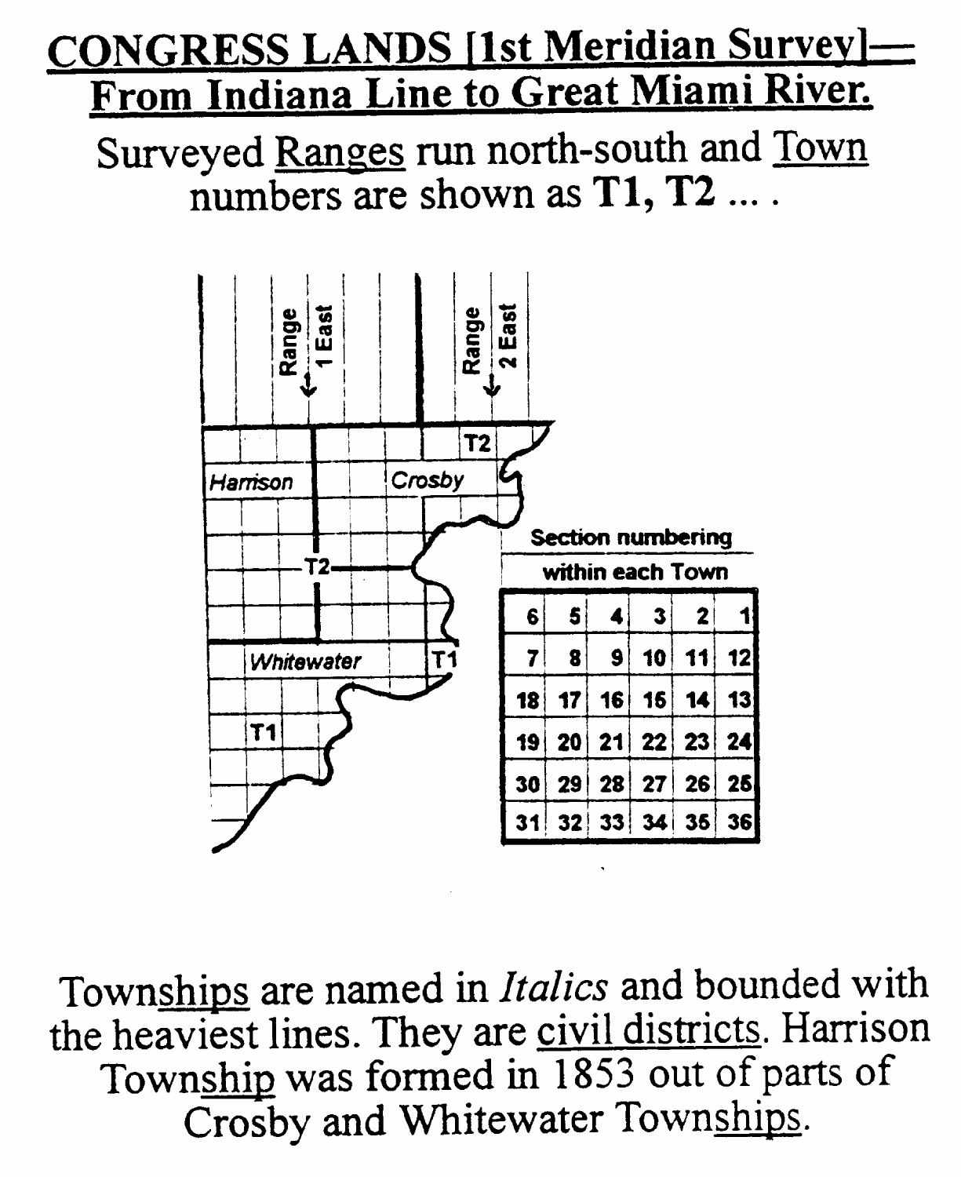# CONGRESS LANDS [1st Meridian Survey]— From Indiana Line to Great Miami River.

Surveyed Ranges run north-south and Town numbers are shown as **T1, T2** … .

Section numbering within each Town

| 6 | 5 | 4 | 3 | 2 | 1 |
|---|---|---|---|---|---|
| 7 | 8 | 9 | 10 | 11 | 12 |
| 18 | 17 | 16 | 16 | 14 | 13 |
| 19 | 20 | 21 | 22 | 23 | 24 |
| 30 | 29 | 28 | 27 | 26 | 25 |
| 31 | 32 | 33 | 34 | 35 | 36 |

Townships are named in *Italics* and bounded with the heaviest lines. They are civil districts. Harrison Township was formed in 1853 out of parts of Crosby and Whitewater Townships.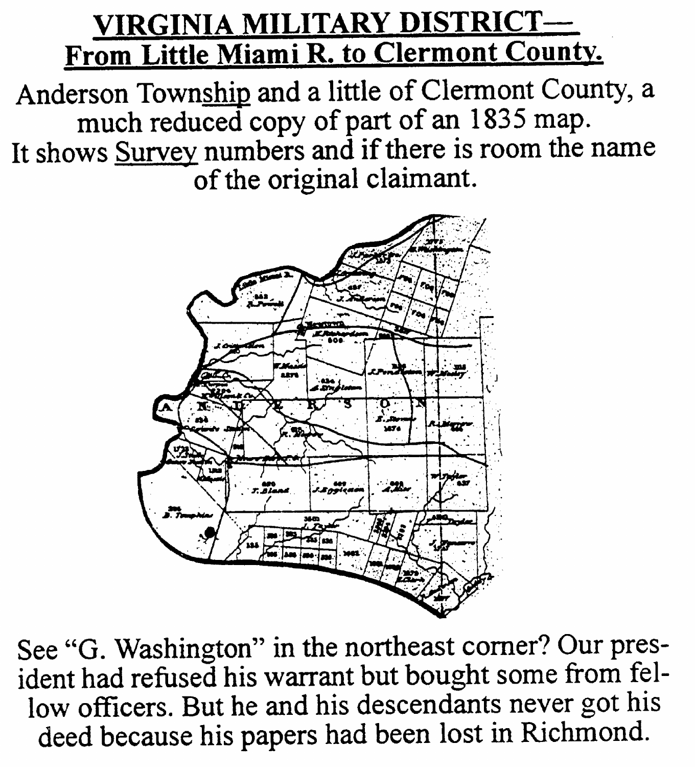# VIRGINIA MILITARY DISTRICT—
## From Little Miami R. to Clermont County.

Anderson Town<u>ship</u> and a little of Clermont County, a much reduced copy of part of an 1835 map. It shows <u>Survey</u> numbers and if there is room the name of the original claimant.

See "G. Washington" in the northeast corner? Our president had refused his warrant but bought some from fellow officers. But he and his descendants never got his deed because his papers had been lost in Richmond.